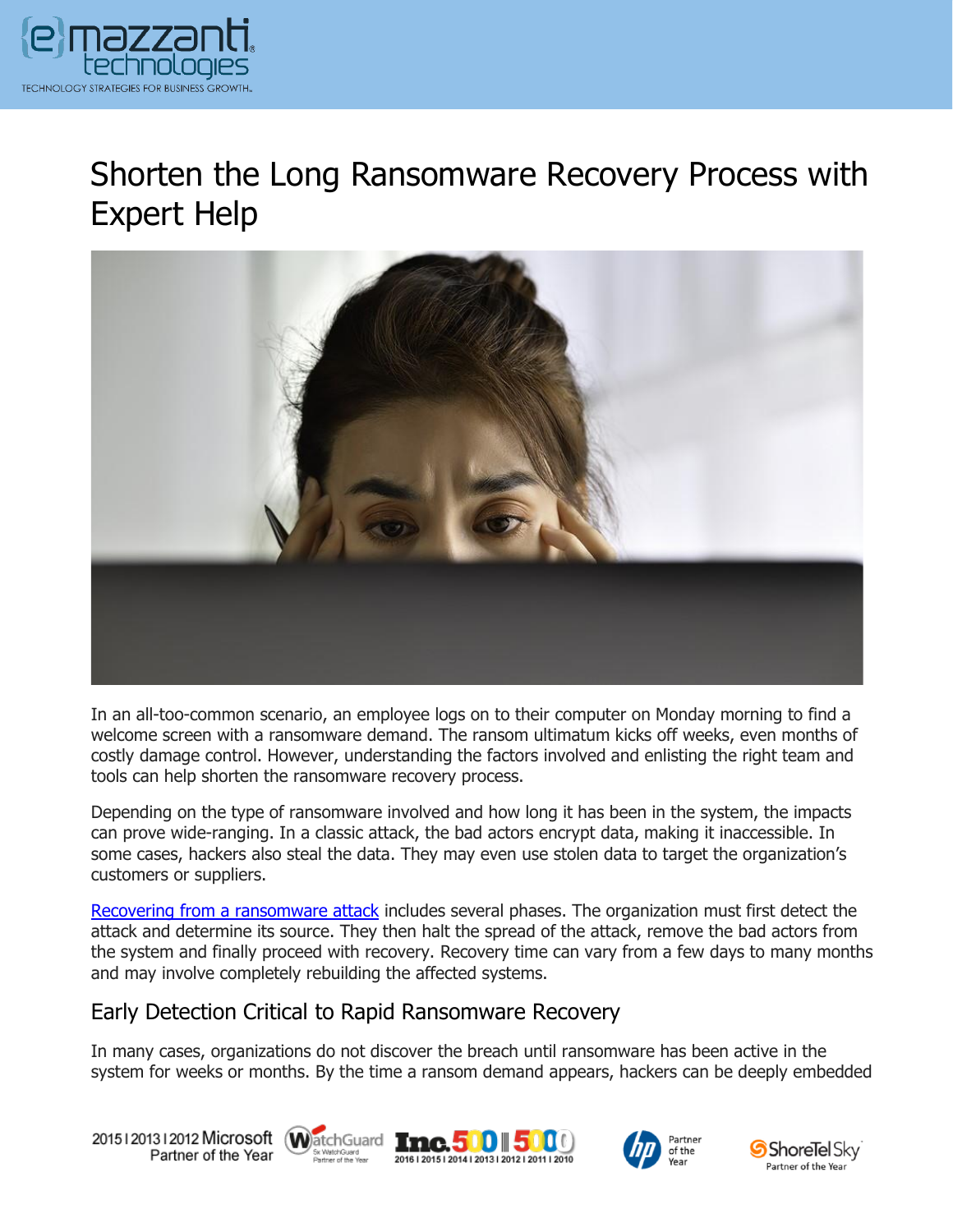# Shorten the Long Ransomware Recovery Process with Expert Help

In an all-too-common scenario, an employee logs on to their computer on Monday morning to find a welcome screen with a ransomware demand. The ransom ultimatum kicks off weeks, even months of costly damage control. However, understanding the factors involved and enlisting the right team and tools can help shorten the ransomware recovery process.

Depending on the type of ransomware involved and how long it has been in the system, the impacts can prove wide-ranging. In a classic attack, the bad actors encrypt data, making it inaccessible. In some cases, hackers also steal the data. They may even use stolen data to target the organization's customers or suppliers.

Recovering from a ransomware attack includes several phases. The organization must first detect the attack and determine its source. They then halt the spread of the attack, remove the bad actors from the system and finally proceed with recovery. Recovery time can vary from a few days to many months and may involve completely rebuilding the affected systems.

## Early Detection Critical to Rapid Ransomware Recovery

In many cases, organizations do not discover the breach until ransomware has been active in the system for weeks or months. By the time a ransom demand appears, hackers can be deeply embedded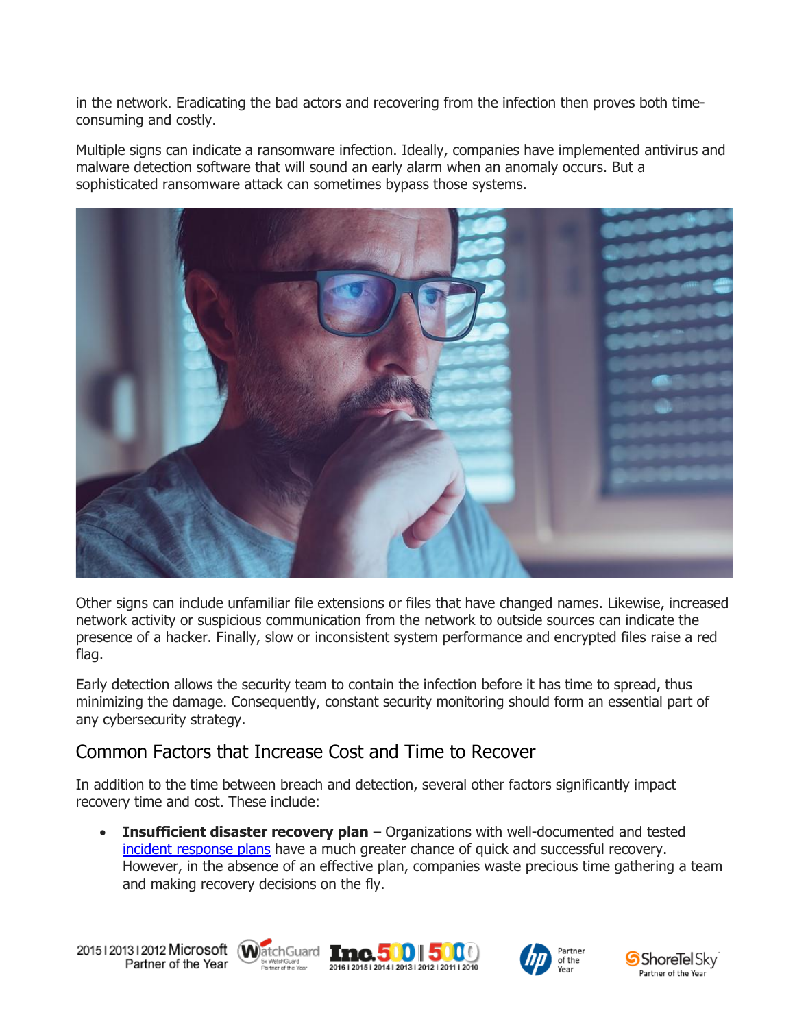in the network. Eradicating the bad actors and recovering from the infection then proves both time-consuming and costly.

Multiple signs can indicate a ransomware infection. Ideally, companies have implemented antivirus and malware detection software that will sound an early alarm when an anomaly occurs. But a sophisticated ransomware attack can sometimes bypass those systems.

Other signs can include unfamiliar file extensions or files that have changed names. Likewise, increased network activity or suspicious communication from the network to outside sources can indicate the presence of a hacker. Finally, slow or inconsistent system performance and encrypted files raise a red flag.

Early detection allows the security team to contain the infection before it has time to spread, thus minimizing the damage. Consequently, constant security monitoring should form an essential part of any cybersecurity strategy.

## Common Factors that Increase Cost and Time to Recover

In addition to the time between breach and detection, several other factors significantly impact recovery time and cost. These include:

- **Insufficient disaster recovery plan** – Organizations with well-documented and tested incident response plans have a much greater chance of quick and successful recovery. However, in the absence of an effective plan, companies waste precious time gathering a team and making recovery decisions on the fly.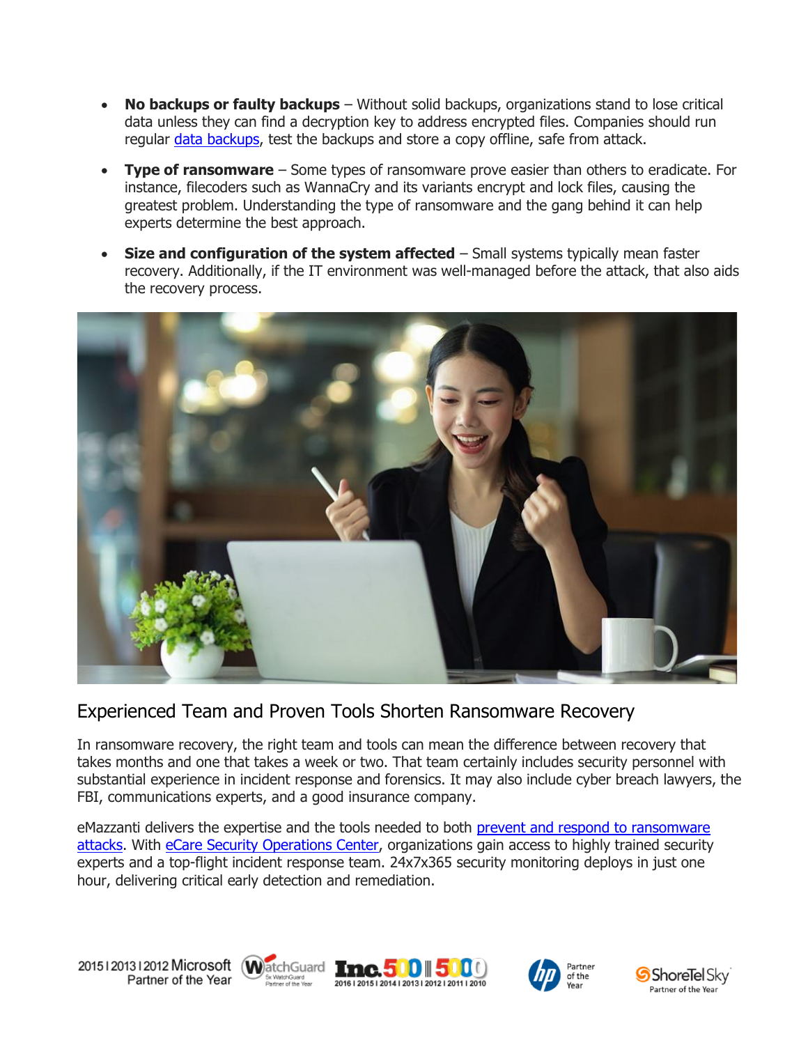- **No backups or faulty backups** – Without solid backups, organizations stand to lose critical data unless they can find a decryption key to address encrypted files. Companies should run regular data backups, test the backups and store a copy offline, safe from attack.
- **Type of ransomware** – Some types of ransomware prove easier than others to eradicate. For instance, filecoders such as WannaCry and its variants encrypt and lock files, causing the greatest problem. Understanding the type of ransomware and the gang behind it can help experts determine the best approach.
- **Size and configuration of the system affected** – Small systems typically mean faster recovery. Additionally, if the IT environment was well-managed before the attack, that also aids the recovery process.

## Experienced Team and Proven Tools Shorten Ransomware Recovery

In ransomware recovery, the right team and tools can mean the difference between recovery that takes months and one that takes a week or two. That team certainly includes security personnel with substantial experience in incident response and forensics. It may also include cyber breach lawyers, the FBI, communications experts, and a good insurance company.

eMazzanti delivers the expertise and the tools needed to both prevent and respond to ransomware attacks. With eCare Security Operations Center, organizations gain access to highly trained security experts and a top-flight incident response team. 24x7x365 security monitoring deploys in just one hour, delivering critical early detection and remediation.

2015 | 2013 | 2012 Microsoft Partner of the Year

WatchGuard 5x WatchGuard Partner of the Year

Inc. 500 | 5000 2016 | 2015 | 2014 | 2013 | 2012 | 2011 | 2010

hp Partner of the Year

ShoreTel Sky Partner of the Year